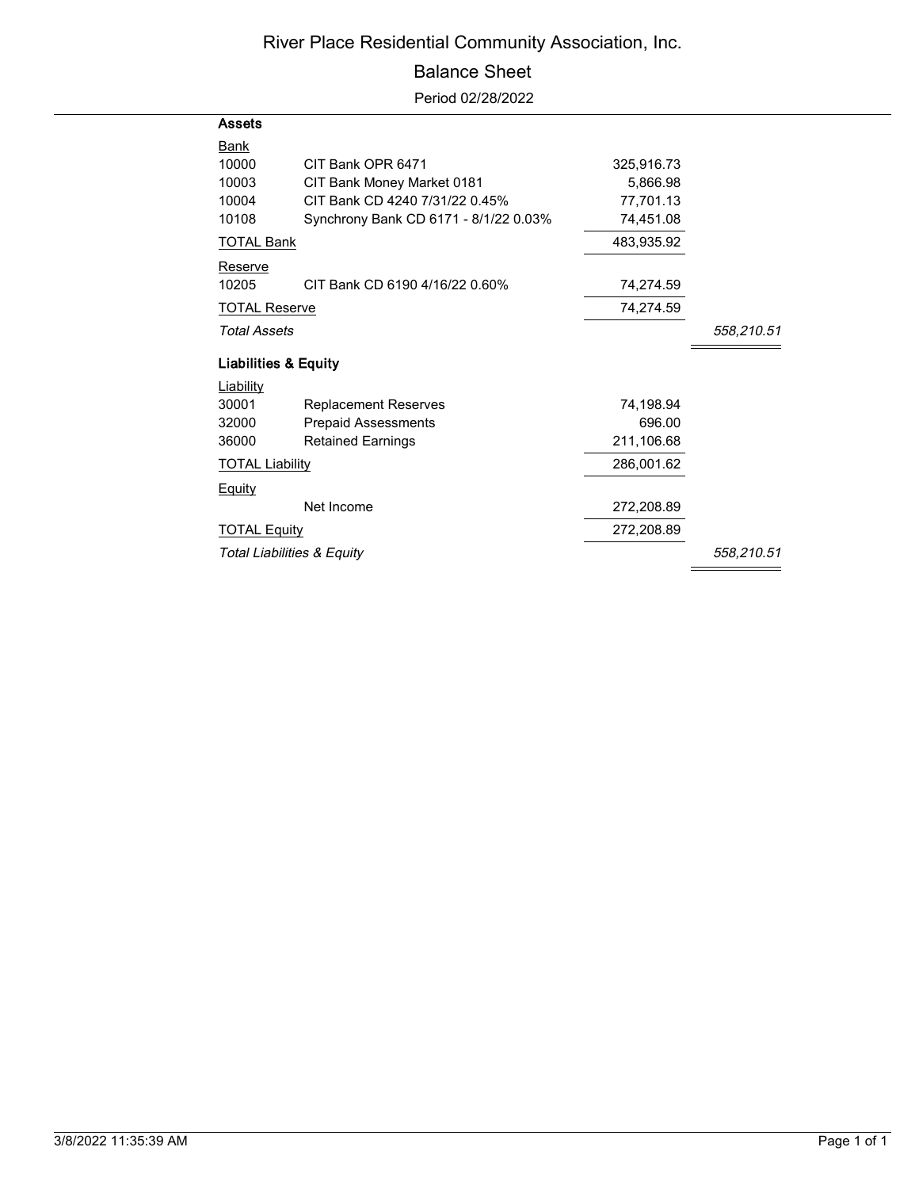# River Place Residential Community Association, Inc.

## Balance Sheet

Period 02/28/2022

| | | | |
|---|---|---|---|
| **Assets** | | | |
| Bank | | | |
| 10000 | CIT Bank OPR 6471 | 325,916.73 | |
| 10003 | CIT Bank Money Market 0181 | 5,866.98 | |
| 10004 | CIT Bank CD 4240 7/31/22 0.45% | 77,701.13 | |
| 10108 | Synchrony Bank CD 6171 - 8/1/22 0.03% | 74,451.08 | |
| TOTAL Bank | | 483,935.92 | |
| Reserve | | | |
| 10205 | CIT Bank CD 6190 4/16/22 0.60% | 74,274.59 | |
| TOTAL Reserve | | 74,274.59 | |
| *Total Assets* | | | *558,210.51* |
| **Liabilities & Equity** | | | |
| Liability | | | |
| 30001 | Replacement Reserves | 74,198.94 | |
| 32000 | Prepaid Assessments | 696.00 | |
| 36000 | Retained Earnings | 211,106.68 | |
| TOTAL Liability | | 286,001.62 | |
| Equity | | | |
| | Net Income | 272,208.89 | |
| TOTAL Equity | | 272,208.89 | |
| *Total Liabilities & Equity* | | | *558,210.51* |

3/8/2022 11:35:39 AM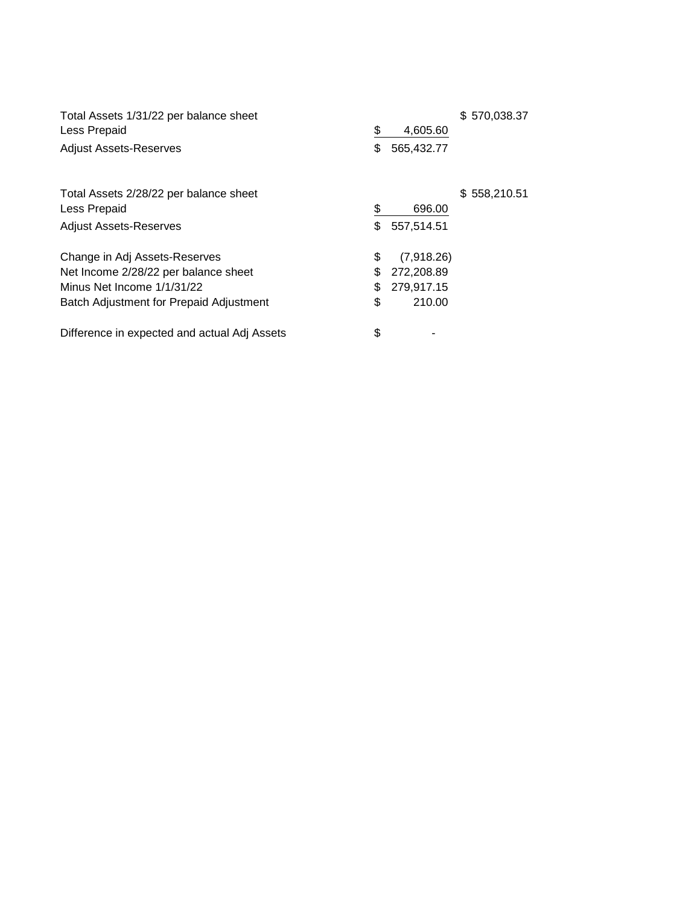| | | |
|---|---|---|
| Total Assets 1/31/22 per balance sheet | | $ 570,038.37 |
| Less Prepaid | $ 4,605.60 | |
| Adjust Assets-Reserves | $ 565,432.77 | |
| | | |
| Total Assets 2/28/22 per balance sheet | | $ 558,210.51 |
| Less Prepaid | $ 696.00 | |
| Adjust Assets-Reserves | $ 557,514.51 | |
| | | |
| Change in Adj Assets-Reserves | $ (7,918.26) | |
| Net Income 2/28/22 per balance sheet | $ 272,208.89 | |
| Minus Net Income 1/1/31/22 | $ 279,917.15 | |
| Batch Adjustment for Prepaid Adjustment | $ 210.00 | |
| | | |
| Difference in expected and actual Adj Assets | $ - | |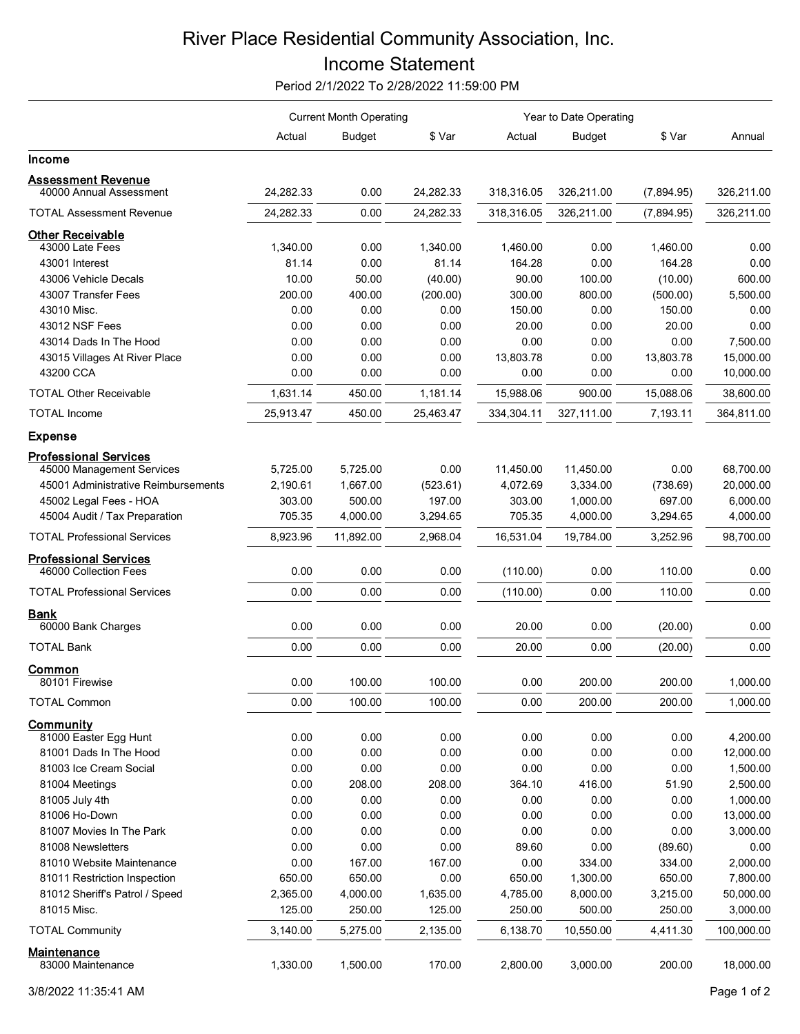# River Place Residential Community Association, Inc.

## Income Statement

Period 2/1/2022 To 2/28/2022 11:59:00 PM

| | Current Month Operating | | | Year to Date Operating | | | |
|---|---|---|---|---|---|---|---|
| | Actual | Budget | $ Var | Actual | Budget | $ Var | Annual |
| **Income** | | | | | | | |
| **Assessment Revenue** | | | | | | | |
| 40000 Annual Assessment | 24,282.33 | 0.00 | 24,282.33 | 318,316.05 | 326,211.00 | (7,894.95) | 326,211.00 |
| TOTAL Assessment Revenue | 24,282.33 | 0.00 | 24,282.33 | 318,316.05 | 326,211.00 | (7,894.95) | 326,211.00 |
| **Other Receivable** | | | | | | | |
| 43000 Late Fees | 1,340.00 | 0.00 | 1,340.00 | 1,460.00 | 0.00 | 1,460.00 | 0.00 |
| 43001 Interest | 81.14 | 0.00 | 81.14 | 164.28 | 0.00 | 164.28 | 0.00 |
| 43006 Vehicle Decals | 10.00 | 50.00 | (40.00) | 90.00 | 100.00 | (10.00) | 600.00 |
| 43007 Transfer Fees | 200.00 | 400.00 | (200.00) | 300.00 | 800.00 | (500.00) | 5,500.00 |
| 43010 Misc. | 0.00 | 0.00 | 0.00 | 150.00 | 0.00 | 150.00 | 0.00 |
| 43012 NSF Fees | 0.00 | 0.00 | 0.00 | 20.00 | 0.00 | 20.00 | 0.00 |
| 43014 Dads In The Hood | 0.00 | 0.00 | 0.00 | 0.00 | 0.00 | 0.00 | 7,500.00 |
| 43015 Villages At River Place | 0.00 | 0.00 | 0.00 | 13,803.78 | 0.00 | 13,803.78 | 15,000.00 |
| 43200 CCA | 0.00 | 0.00 | 0.00 | 0.00 | 0.00 | 0.00 | 10,000.00 |
| TOTAL Other Receivable | 1,631.14 | 450.00 | 1,181.14 | 15,988.06 | 900.00 | 15,088.06 | 38,600.00 |
| TOTAL Income | 25,913.47 | 450.00 | 25,463.47 | 334,304.11 | 327,111.00 | 7,193.11 | 364,811.00 |
| **Expense** | | | | | | | |
| **Professional Services** | | | | | | | |
| 45000 Management Services | 5,725.00 | 5,725.00 | 0.00 | 11,450.00 | 11,450.00 | 0.00 | 68,700.00 |
| 45001 Administrative Reimbursements | 2,190.61 | 1,667.00 | (523.61) | 4,072.69 | 3,334.00 | (738.69) | 20,000.00 |
| 45002 Legal Fees - HOA | 303.00 | 500.00 | 197.00 | 303.00 | 1,000.00 | 697.00 | 6,000.00 |
| 45004 Audit / Tax Preparation | 705.35 | 4,000.00 | 3,294.65 | 705.35 | 4,000.00 | 3,294.65 | 4,000.00 |
| TOTAL Professional Services | 8,923.96 | 11,892.00 | 2,968.04 | 16,531.04 | 19,784.00 | 3,252.96 | 98,700.00 |
| **Professional Services** | | | | | | | |
| 46000 Collection Fees | 0.00 | 0.00 | 0.00 | (110.00) | 0.00 | 110.00 | 0.00 |
| TOTAL Professional Services | 0.00 | 0.00 | 0.00 | (110.00) | 0.00 | 110.00 | 0.00 |
| **Bank** | | | | | | | |
| 60000 Bank Charges | 0.00 | 0.00 | 0.00 | 20.00 | 0.00 | (20.00) | 0.00 |
| TOTAL Bank | 0.00 | 0.00 | 0.00 | 20.00 | 0.00 | (20.00) | 0.00 |
| **Common** | | | | | | | |
| 80101 Firewise | 0.00 | 100.00 | 100.00 | 0.00 | 200.00 | 200.00 | 1,000.00 |
| TOTAL Common | 0.00 | 100.00 | 100.00 | 0.00 | 200.00 | 200.00 | 1,000.00 |
| **Community** | | | | | | | |
| 81000 Easter Egg Hunt | 0.00 | 0.00 | 0.00 | 0.00 | 0.00 | 0.00 | 4,200.00 |
| 81001 Dads In The Hood | 0.00 | 0.00 | 0.00 | 0.00 | 0.00 | 0.00 | 12,000.00 |
| 81003 Ice Cream Social | 0.00 | 0.00 | 0.00 | 0.00 | 0.00 | 0.00 | 1,500.00 |
| 81004 Meetings | 0.00 | 208.00 | 208.00 | 364.10 | 416.00 | 51.90 | 2,500.00 |
| 81005 July 4th | 0.00 | 0.00 | 0.00 | 0.00 | 0.00 | 0.00 | 1,000.00 |
| 81006 Ho-Down | 0.00 | 0.00 | 0.00 | 0.00 | 0.00 | 0.00 | 13,000.00 |
| 81007 Movies In The Park | 0.00 | 0.00 | 0.00 | 0.00 | 0.00 | 0.00 | 3,000.00 |
| 81008 Newsletters | 0.00 | 0.00 | 0.00 | 89.60 | 0.00 | (89.60) | 0.00 |
| 81010 Website Maintenance | 0.00 | 167.00 | 167.00 | 0.00 | 334.00 | 334.00 | 2,000.00 |
| 81011 Restriction Inspection | 650.00 | 650.00 | 0.00 | 650.00 | 1,300.00 | 650.00 | 7,800.00 |
| 81012 Sheriff's Patrol / Speed | 2,365.00 | 4,000.00 | 1,635.00 | 4,785.00 | 8,000.00 | 3,215.00 | 50,000.00 |
| 81015 Misc. | 125.00 | 250.00 | 125.00 | 250.00 | 500.00 | 250.00 | 3,000.00 |
| TOTAL Community | 3,140.00 | 5,275.00 | 2,135.00 | 6,138.70 | 10,550.00 | 4,411.30 | 100,000.00 |
| **Maintenance** | | | | | | | |
| 83000 Maintenance | 1,330.00 | 1,500.00 | 170.00 | 2,800.00 | 3,000.00 | 200.00 | 18,000.00 |

3/8/2022 11:35:41 AM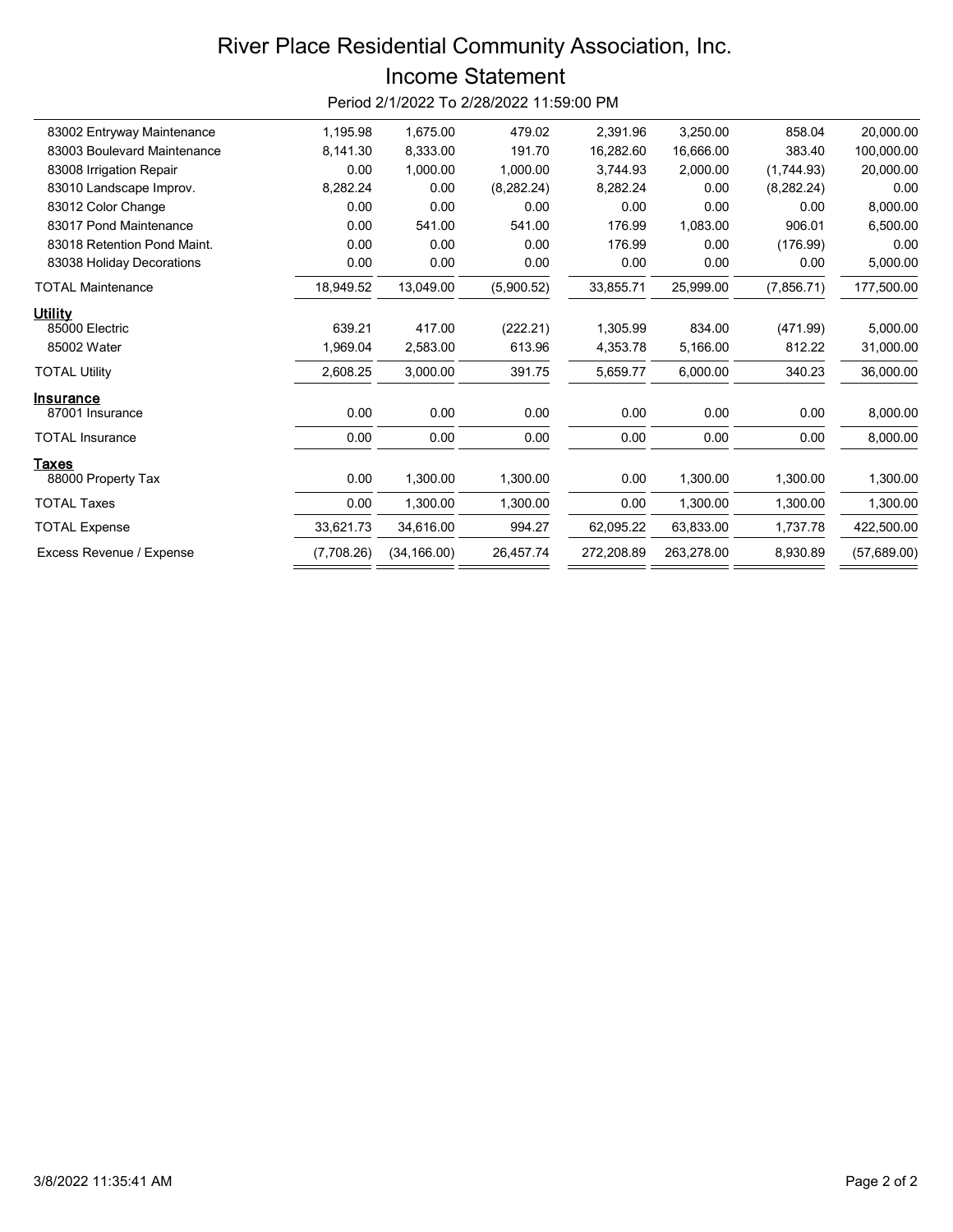# River Place Residential Community Association, Inc.

## Income Statement

Period 2/1/2022 To 2/28/2022 11:59:00 PM

| | | | | | | | |
|---|---|---|---|---|---|---|---|
| 83002 Entryway Maintenance | 1,195.98 | 1,675.00 | 479.02 | 2,391.96 | 3,250.00 | 858.04 | 20,000.00 |
| 83003 Boulevard Maintenance | 8,141.30 | 8,333.00 | 191.70 | 16,282.60 | 16,666.00 | 383.40 | 100,000.00 |
| 83008 Irrigation Repair | 0.00 | 1,000.00 | 1,000.00 | 3,744.93 | 2,000.00 | (1,744.93) | 20,000.00 |
| 83010 Landscape Improv. | 8,282.24 | 0.00 | (8,282.24) | 8,282.24 | 0.00 | (8,282.24) | 0.00 |
| 83012 Color Change | 0.00 | 0.00 | 0.00 | 0.00 | 0.00 | 0.00 | 8,000.00 |
| 83017 Pond Maintenance | 0.00 | 541.00 | 541.00 | 176.99 | 1,083.00 | 906.01 | 6,500.00 |
| 83018 Retention Pond Maint. | 0.00 | 0.00 | 0.00 | 176.99 | 0.00 | (176.99) | 0.00 |
| 83038 Holiday Decorations | 0.00 | 0.00 | 0.00 | 0.00 | 0.00 | 0.00 | 5,000.00 |
| TOTAL Maintenance | 18,949.52 | 13,049.00 | (5,900.52) | 33,855.71 | 25,999.00 | (7,856.71) | 177,500.00 |
| **Utility** | | | | | | | |
| 85000 Electric | 639.21 | 417.00 | (222.21) | 1,305.99 | 834.00 | (471.99) | 5,000.00 |
| 85002 Water | 1,969.04 | 2,583.00 | 613.96 | 4,353.78 | 5,166.00 | 812.22 | 31,000.00 |
| TOTAL Utility | 2,608.25 | 3,000.00 | 391.75 | 5,659.77 | 6,000.00 | 340.23 | 36,000.00 |
| **Insurance** | | | | | | | |
| 87001 Insurance | 0.00 | 0.00 | 0.00 | 0.00 | 0.00 | 0.00 | 8,000.00 |
| TOTAL Insurance | 0.00 | 0.00 | 0.00 | 0.00 | 0.00 | 0.00 | 8,000.00 |
| **Taxes** | | | | | | | |
| 88000 Property Tax | 0.00 | 1,300.00 | 1,300.00 | 0.00 | 1,300.00 | 1,300.00 | 1,300.00 |
| TOTAL Taxes | 0.00 | 1,300.00 | 1,300.00 | 0.00 | 1,300.00 | 1,300.00 | 1,300.00 |
| TOTAL Expense | 33,621.73 | 34,616.00 | 994.27 | 62,095.22 | 63,833.00 | 1,737.78 | 422,500.00 |
| Excess Revenue / Expense | (7,708.26) | (34,166.00) | 26,457.74 | 272,208.89 | 263,278.00 | 8,930.89 | (57,689.00) |

3/8/2022 11:35:41 AM